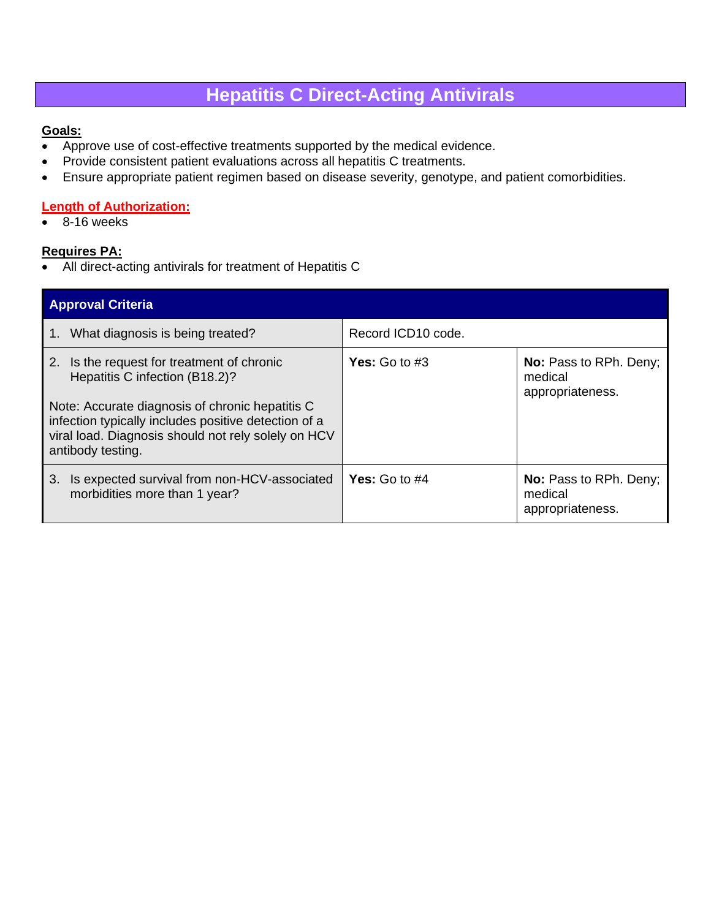# Hepatitis C Direct-Acting Antivirals

**Goals:**

- Approve use of cost-effective treatments supported by the medical evidence.
- Provide consistent patient evaluations across all hepatitis C treatments.
- Ensure appropriate patient regimen based on disease severity, genotype, and patient comorbidities.

**Length of Authorization:**

- 8-16 weeks

**Requires PA:**

- All direct-acting antivirals for treatment of Hepatitis C

| Approval Criteria | | |
|---|---|---|
| 1. What diagnosis is being treated? | Record ICD10 code. | |
| 2. Is the request for treatment of chronic Hepatitis C infection (B18.2)?<br><br>Note: Accurate diagnosis of chronic hepatitis C infection typically includes positive detection of a viral load. Diagnosis should not rely solely on HCV antibody testing. | **Yes:** Go to #3 | **No:** Pass to RPh. Deny; medical appropriateness. |
| 3. Is expected survival from non-HCV-associated morbidities more than 1 year? | **Yes:** Go to #4 | **No:** Pass to RPh. Deny; medical appropriateness. |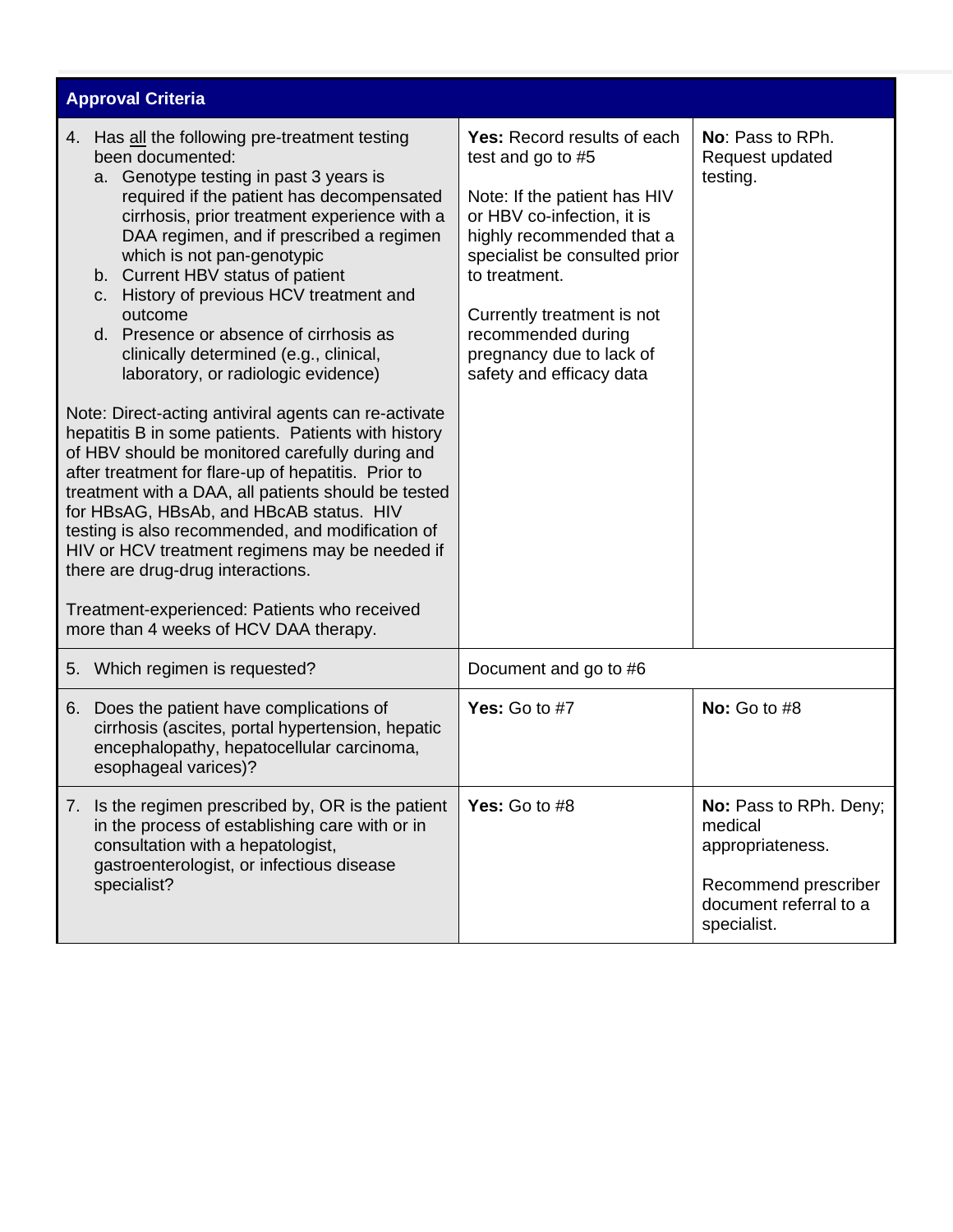| Approval Criteria | | |
|---|---|---|
| 4. Has all the following pre-treatment testing been documented:<br>a. Genotype testing in past 3 years is required if the patient has decompensated cirrhosis, prior treatment experience with a DAA regimen, and if prescribed a regimen which is not pan-genotypic<br>b. Current HBV status of patient<br>c. History of previous HCV treatment and outcome<br>d. Presence or absence of cirrhosis as clinically determined (e.g., clinical, laboratory, or radiologic evidence)<br><br>Note: Direct-acting antiviral agents can re-activate hepatitis B in some patients. Patients with history of HBV should be monitored carefully during and after treatment for flare-up of hepatitis. Prior to treatment with a DAA, all patients should be tested for HBsAG, HBsAb, and HBcAB status. HIV testing is also recommended, and modification of HIV or HCV treatment regimens may be needed if there are drug-drug interactions.<br><br>Treatment-experienced: Patients who received more than 4 weeks of HCV DAA therapy. | **Yes:** Record results of each test and go to #5<br><br>Note: If the patient has HIV or HBV co-infection, it is highly recommended that a specialist be consulted prior to treatment.<br><br>Currently treatment is not recommended during pregnancy due to lack of safety and efficacy data | **No**: Pass to RPh. Request updated testing. |
| 5. Which regimen is requested? | Document and go to #6 | |
| 6. Does the patient have complications of cirrhosis (ascites, portal hypertension, hepatic encephalopathy, hepatocellular carcinoma, esophageal varices)? | **Yes:** Go to #7 | **No:** Go to #8 |
| 7. Is the regimen prescribed by, OR is the patient in the process of establishing care with or in consultation with a hepatologist, gastroenterologist, or infectious disease specialist? | **Yes:** Go to #8 | **No:** Pass to RPh. Deny; medical appropriateness.<br><br>Recommend prescriber document referral to a specialist. |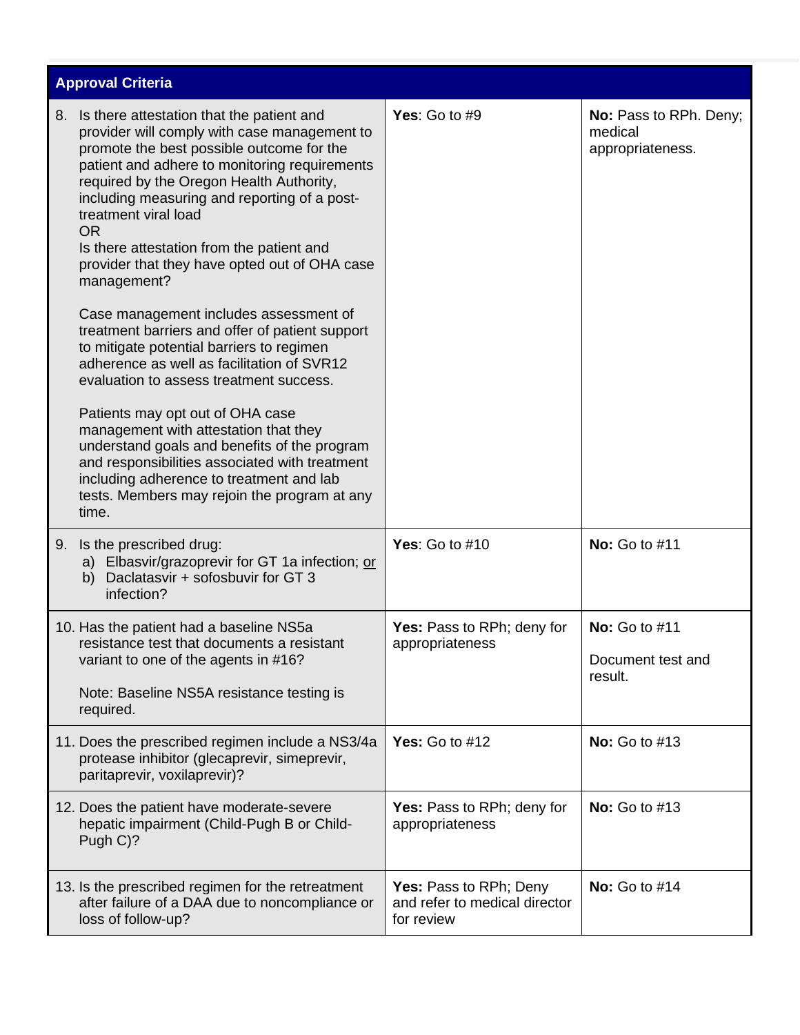| Approval Criteria | | |
|---|---|---|
| 8. Is there attestation that the patient and provider will comply with case management to promote the best possible outcome for the patient and adhere to monitoring requirements required by the Oregon Health Authority, including measuring and reporting of a post-treatment viral load<br>OR<br>Is there attestation from the patient and provider that they have opted out of OHA case management?<br><br>Case management includes assessment of treatment barriers and offer of patient support to mitigate potential barriers to regimen adherence as well as facilitation of SVR12 evaluation to assess treatment success.<br><br>Patients may opt out of OHA case management with attestation that they understand goals and benefits of the program and responsibilities associated with treatment including adherence to treatment and lab tests. Members may rejoin the program at any time. | **Yes**: Go to #9 | **No:** Pass to RPh. Deny; medical appropriateness. |
| 9. Is the prescribed drug:<br>a) Elbasvir/grazoprevir for GT 1a infection; or<br>b) Daclatasvir + sofosbuvir for GT 3 infection? | **Yes**: Go to #10 | **No:** Go to #11 |
| 10. Has the patient had a baseline NS5a resistance test that documents a resistant variant to one of the agents in #16?<br><br>Note: Baseline NS5A resistance testing is required. | **Yes:** Pass to RPh; deny for appropriateness | **No:** Go to #11<br><br>Document test and result. |
| 11. Does the prescribed regimen include a NS3/4a protease inhibitor (glecaprevir, simeprevir, paritaprevir, voxilaprevir)? | **Yes:** Go to #12 | **No:** Go to #13 |
| 12. Does the patient have moderate-severe hepatic impairment (Child-Pugh B or Child-Pugh C)? | **Yes:** Pass to RPh; deny for appropriateness | **No:** Go to #13 |
| 13. Is the prescribed regimen for the retreatment after failure of a DAA due to noncompliance or loss of follow-up? | **Yes:** Pass to RPh; Deny and refer to medical director for review | **No:** Go to #14 |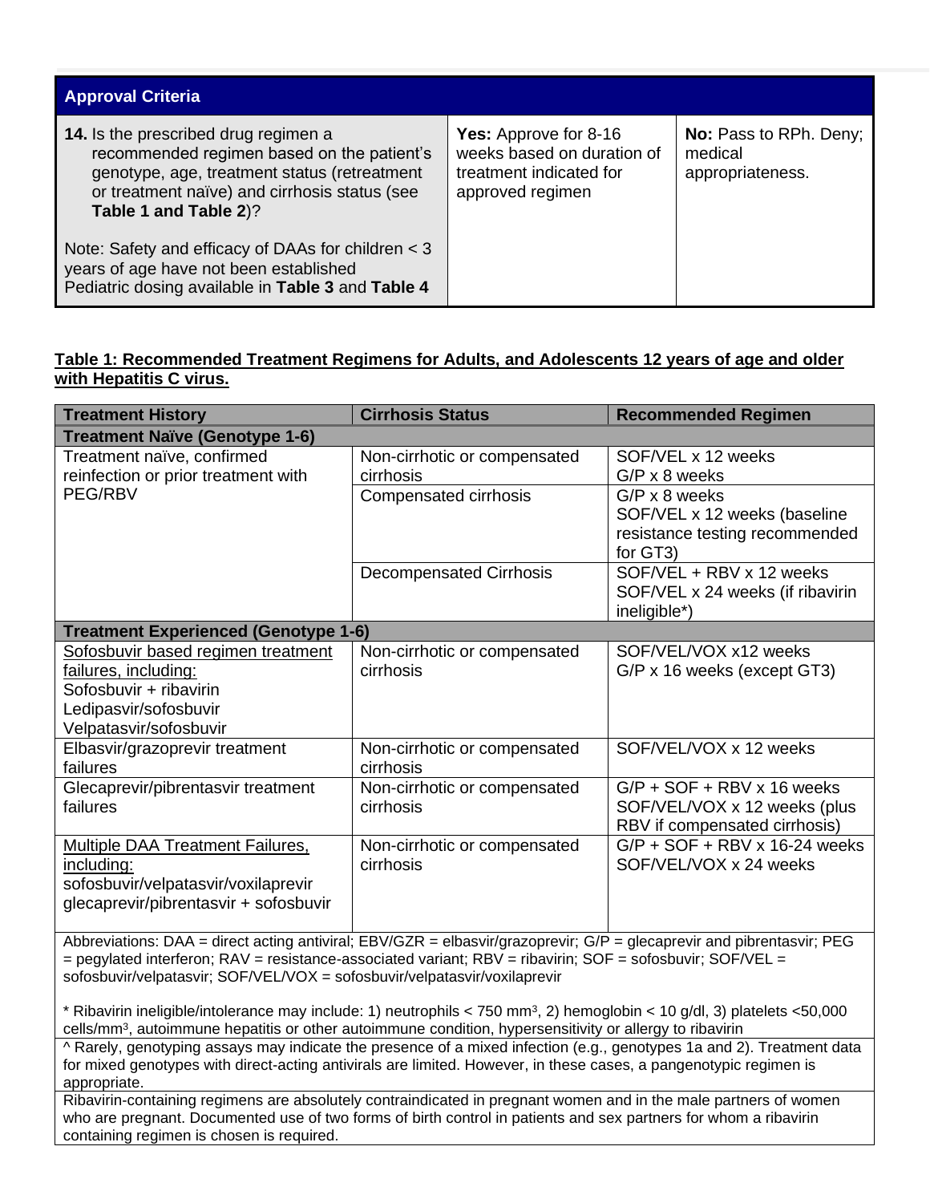| Approval Criteria | | |
|---|---|---|
| **14.** Is the prescribed drug regimen a recommended regimen based on the patient's genotype, age, treatment status (retreatment or treatment naïve) and cirrhosis status (see **Table 1 and Table 2**)?<br><br>Note: Safety and efficacy of DAAs for children < 3 years of age have not been established<br>Pediatric dosing available in **Table 3** and **Table 4** | **Yes:** Approve for 8-16 weeks based on duration of treatment indicated for approved regimen | **No:** Pass to RPh. Deny; medical appropriateness. |

**Table 1: Recommended Treatment Regimens for Adults, and Adolescents 12 years of age and older with Hepatitis C virus.**

| Treatment History | Cirrhosis Status | Recommended Regimen |
|---|---|---|
| **Treatment Naïve (Genotype 1-6)** | | |
| Treatment naïve, confirmed reinfection or prior treatment with PEG/RBV | Non-cirrhotic or compensated cirrhosis | SOF/VEL x 12 weeks<br>G/P x 8 weeks |
| | Compensated cirrhosis | G/P x 8 weeks<br>SOF/VEL x 12 weeks (baseline resistance testing recommended for GT3) |
| | Decompensated Cirrhosis | SOF/VEL + RBV x 12 weeks<br>SOF/VEL x 24 weeks (if ribavirin ineligible*) |
| **Treatment Experienced (Genotype 1-6)** | | |
| Sofosbuvir based regimen treatment failures, including:<br>Sofosbuvir + ribavirin<br>Ledipasvir/sofosbuvir<br>Velpatasvir/sofosbuvir | Non-cirrhotic or compensated cirrhosis | SOF/VEL/VOX x12 weeks<br>G/P x 16 weeks (except GT3) |
| Elbasvir/grazoprevir treatment failures | Non-cirrhotic or compensated cirrhosis | SOF/VEL/VOX x 12 weeks |
| Glecaprevir/pibrentasvir treatment failures | Non-cirrhotic or compensated cirrhosis | G/P + SOF + RBV x 16 weeks<br>SOF/VEL/VOX x 12 weeks (plus RBV if compensated cirrhosis) |
| Multiple DAA Treatment Failures, including:<br>sofosbuvir/velpatasvir/voxilaprevir<br>glecaprevir/pibrentasvir + sofosbuvir | Non-cirrhotic or compensated cirrhosis | G/P + SOF + RBV x 16-24 weeks<br>SOF/VEL/VOX x 24 weeks |

Abbreviations: DAA = direct acting antiviral; EBV/GZR = elbasvir/grazoprevir; G/P = glecaprevir and pibrentasvir; PEG = pegylated interferon; RAV = resistance-associated variant; RBV = ribavirin; SOF = sofosbuvir; SOF/VEL = sofosbuvir/velpatasvir; SOF/VEL/VOX = sofosbuvir/velpatasvir/voxilaprevir

* Ribavirin ineligible/intolerance may include: 1) neutrophils < 750 $mm^3$, 2) hemoglobin < 10 g/dl, 3) platelets <50,000 cells/$mm^3$, autoimmune hepatitis or other autoimmune condition, hypersensitivity or allergy to ribavirin

^ Rarely, genotyping assays may indicate the presence of a mixed infection (e.g., genotypes 1a and 2). Treatment data for mixed genotypes with direct-acting antivirals are limited. However, in these cases, a pangenotypic regimen is appropriate.

Ribavirin-containing regimens are absolutely contraindicated in pregnant women and in the male partners of women who are pregnant. Documented use of two forms of birth control in patients and sex partners for whom a ribavirin containing regimen is chosen is required.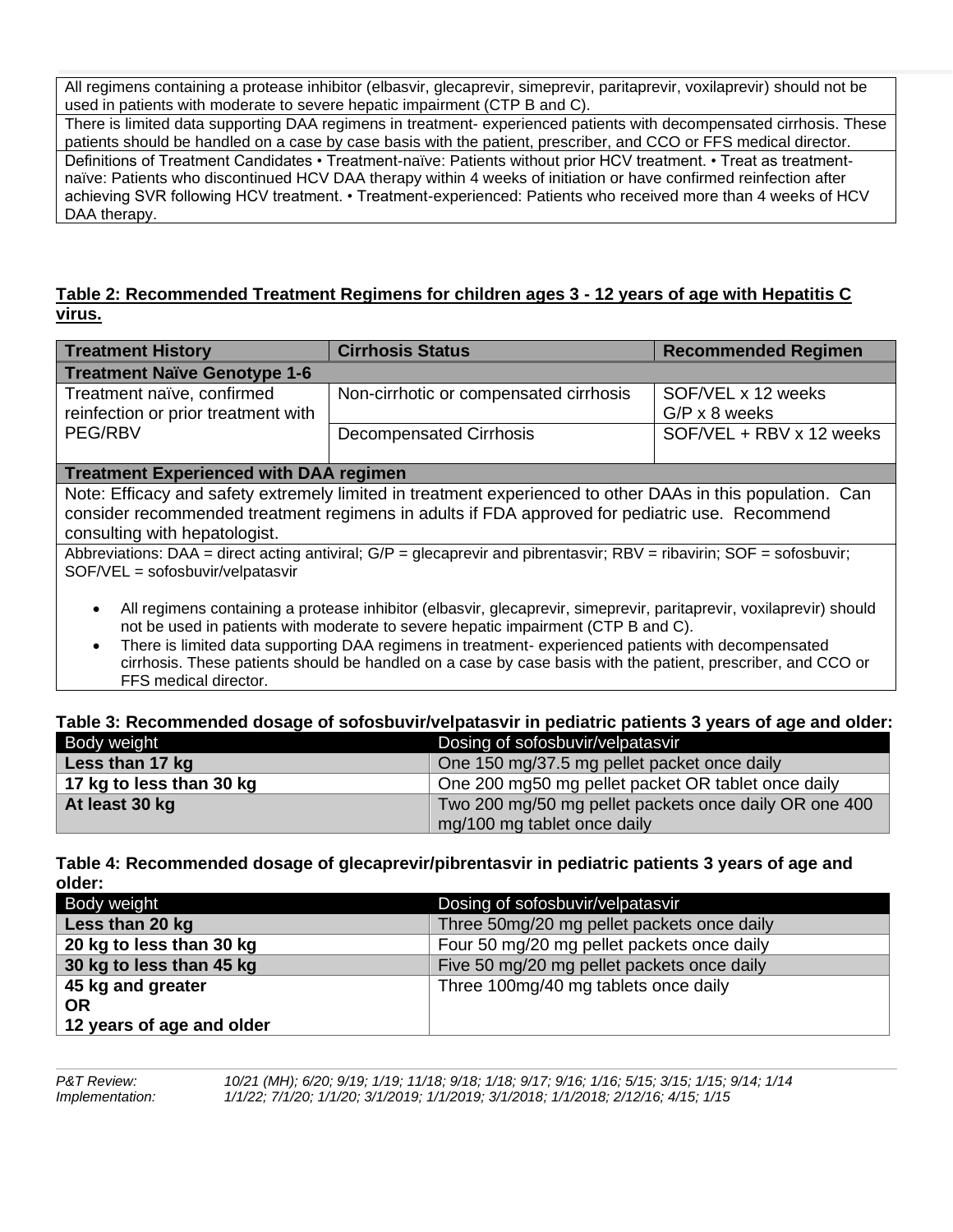| |
|---|
| All regimens containing a protease inhibitor (elbasvir, glecaprevir, simeprevir, paritaprevir, voxilaprevir) should not be used in patients with moderate to severe hepatic impairment (CTP B and C). |
| There is limited data supporting DAA regimens in treatment- experienced patients with decompensated cirrhosis. These patients should be handled on a case by case basis with the patient, prescriber, and CCO or FFS medical director. |
| Definitions of Treatment Candidates • Treatment-naïve: Patients without prior HCV treatment. • Treat as treatment-naïve: Patients who discontinued HCV DAA therapy within 4 weeks of initiation or have confirmed reinfection after achieving SVR following HCV treatment. • Treatment-experienced: Patients who received more than 4 weeks of HCV DAA therapy. |

**Table 2: Recommended Treatment Regimens for children ages 3 - 12 years of age with Hepatitis C virus.**

| Treatment History | Cirrhosis Status | Recommended Regimen |
|---|---|---|
| **Treatment Naïve Genotype 1-6** | | |
| Treatment naïve, confirmed reinfection or prior treatment with PEG/RBV | Non-cirrhotic or compensated cirrhosis | SOF/VEL x 12 weeks<br>G/P x 8 weeks |
| | Decompensated Cirrhosis | SOF/VEL + RBV x 12 weeks |
| **Treatment Experienced with DAA regimen** | | |
| Note: Efficacy and safety extremely limited in treatment experienced to other DAAs in this population. Can consider recommended treatment regimens in adults if FDA approved for pediatric use. Recommend consulting with hepatologist. | | |

Abbreviations: DAA = direct acting antiviral; G/P = glecaprevir and pibrentasvir; RBV = ribavirin; SOF = sofosbuvir; SOF/VEL = sofosbuvir/velpatasvir

- All regimens containing a protease inhibitor (elbasvir, glecaprevir, simeprevir, paritaprevir, voxilaprevir) should not be used in patients with moderate to severe hepatic impairment (CTP B and C).
- There is limited data supporting DAA regimens in treatment- experienced patients with decompensated cirrhosis. These patients should be handled on a case by case basis with the patient, prescriber, and CCO or FFS medical director.

**Table 3: Recommended dosage of sofosbuvir/velpatasvir in pediatric patients 3 years of age and older:**

| Body weight | Dosing of sofosbuvir/velpatasvir |
|---|---|
| **Less than 17 kg** | One 150 mg/37.5 mg pellet packet once daily |
| **17 kg to less than 30 kg** | One 200 mg50 mg pellet packet OR tablet once daily |
| **At least 30 kg** | Two 200 mg/50 mg pellet packets once daily OR one 400 mg/100 mg tablet once daily |

**Table 4: Recommended dosage of glecaprevir/pibrentasvir in pediatric patients 3 years of age and older:**

| Body weight | Dosing of sofosbuvir/velpatasvir |
|---|---|
| **Less than 20 kg** | Three 50mg/20 mg pellet packets once daily |
| **20 kg to less than 30 kg** | Four 50 mg/20 mg pellet packets once daily |
| **30 kg to less than 45 kg** | Five 50 mg/20 mg pellet packets once daily |
| **45 kg and greater**<br>**OR**<br>**12 years of age and older** | Three 100mg/40 mg tablets once daily |

| | |
|---|---|
| *P&T Review:* | *10/21 (MH); 6/20; 9/19; 1/19; 11/18; 9/18; 1/18; 9/17; 9/16; 1/16; 5/15; 3/15; 1/15; 9/14; 1/14* |
| *Implementation:* | *1/1/22; 7/1/20; 1/1/20; 3/1/2019; 1/1/2019; 3/1/2018; 1/1/2018; 2/12/16; 4/15; 1/15* |